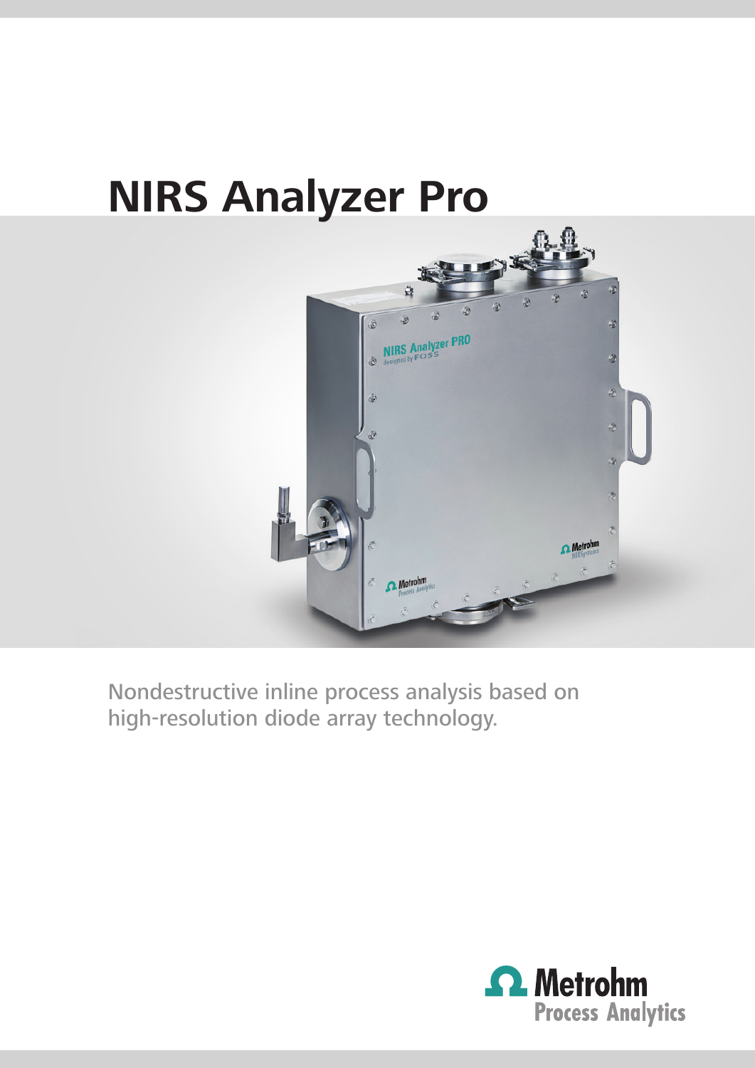# NIRS Analyzer Pro

Nondestructive inline process analysis based on high-resolution diode array technology.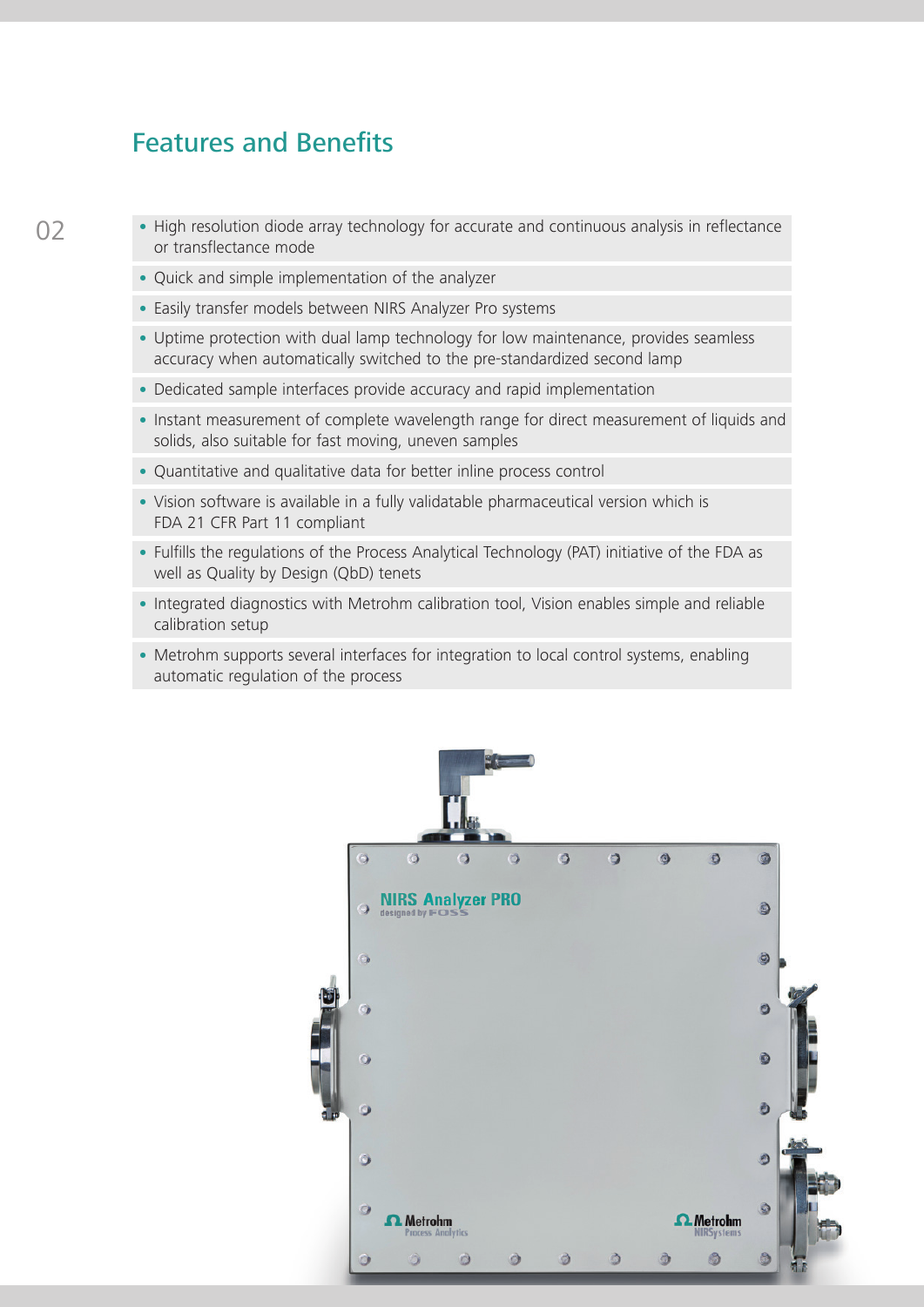## Features and Benefits

- High resolution diode array technology for accurate and continuous analysis in reflectance or transflectance mode
- Quick and simple implementation of the analyzer
- Easily transfer models between NIRS Analyzer Pro systems
- Uptime protection with dual lamp technology for low maintenance, provides seamless accuracy when automatically switched to the pre-standardized second lamp
- Dedicated sample interfaces provide accuracy and rapid implementation
- Instant measurement of complete wavelength range for direct measurement of liquids and solids, also suitable for fast moving, uneven samples
- Quantitative and qualitative data for better inline process control
- Vision software is available in a fully validatable pharmaceutical version which is FDA 21 CFR Part 11 compliant
- Fulfills the regulations of the Process Analytical Technology (PAT) initiative of the FDA as well as Quality by Design (QbD) tenets
- Integrated diagnostics with Metrohm calibration tool, Vision enables simple and reliable calibration setup
- Metrohm supports several interfaces for integration to local control systems, enabling automatic regulation of the process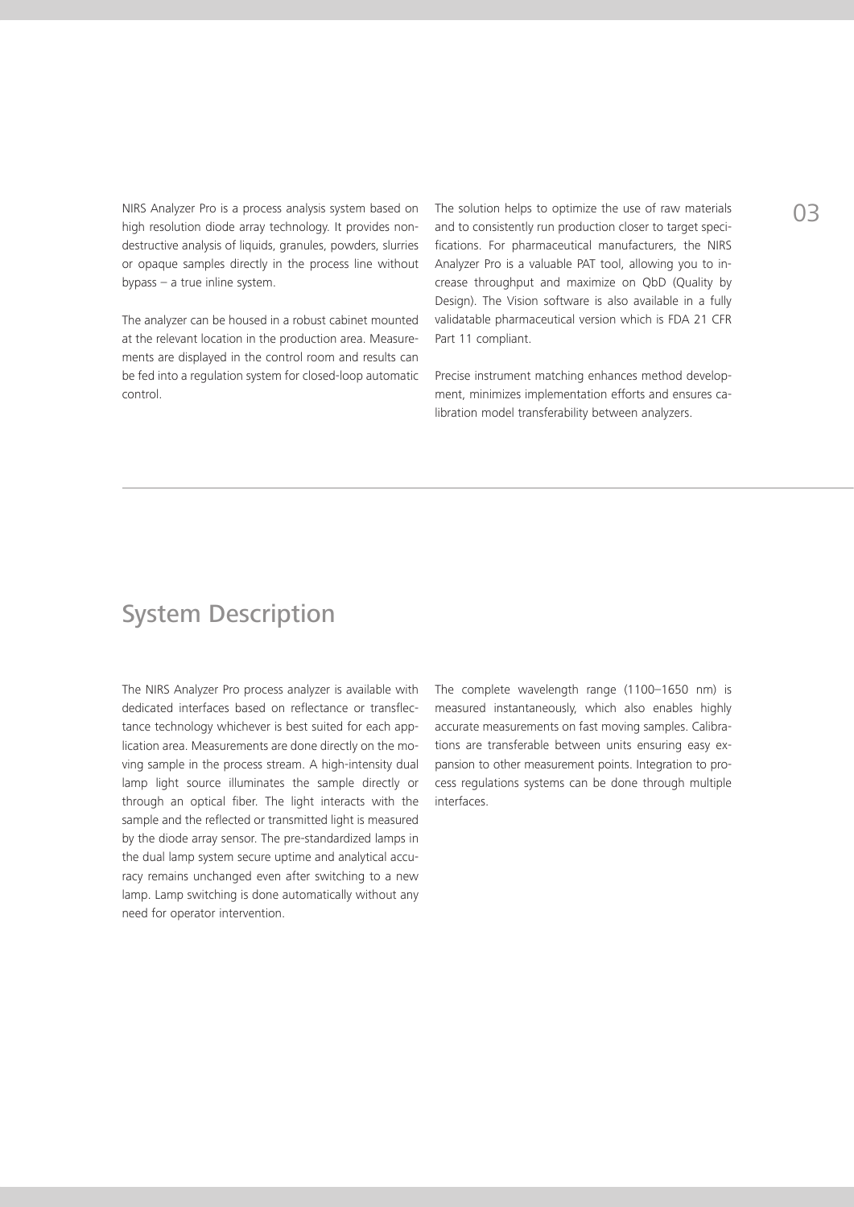NIRS Analyzer Pro is a process analysis system based on high resolution diode array technology. It provides non-destructive analysis of liquids, granules, powders, slurries or opaque samples directly in the process line without bypass – a true inline system.

The analyzer can be housed in a robust cabinet mounted at the relevant location in the production area. Measurements are displayed in the control room and results can be fed into a regulation system for closed-loop automatic control.

The solution helps to optimize the use of raw materials and to consistently run production closer to target specifications. For pharmaceutical manufacturers, the NIRS Analyzer Pro is a valuable PAT tool, allowing you to increase throughput and maximize on QbD (Quality by Design). The Vision software is also available in a fully validatable pharmaceutical version which is FDA 21 CFR Part 11 compliant.

Precise instrument matching enhances method development, minimizes implementation efforts and ensures calibration model transferability between analyzers.

## System Description

The NIRS Analyzer Pro process analyzer is available with dedicated interfaces based on reflectance or transflectance technology whichever is best suited for each application area. Measurements are done directly on the moving sample in the process stream. A high-intensity dual lamp light source illuminates the sample directly or through an optical fiber. The light interacts with the sample and the reflected or transmitted light is measured by the diode array sensor. The pre-standardized lamps in the dual lamp system secure uptime and analytical accuracy remains unchanged even after switching to a new lamp. Lamp switching is done automatically without any need for operator intervention.

The complete wavelength range (1100–1650 nm) is measured instantaneously, which also enables highly accurate measurements on fast moving samples. Calibrations are transferable between units ensuring easy expansion to other measurement points. Integration to process regulations systems can be done through multiple interfaces.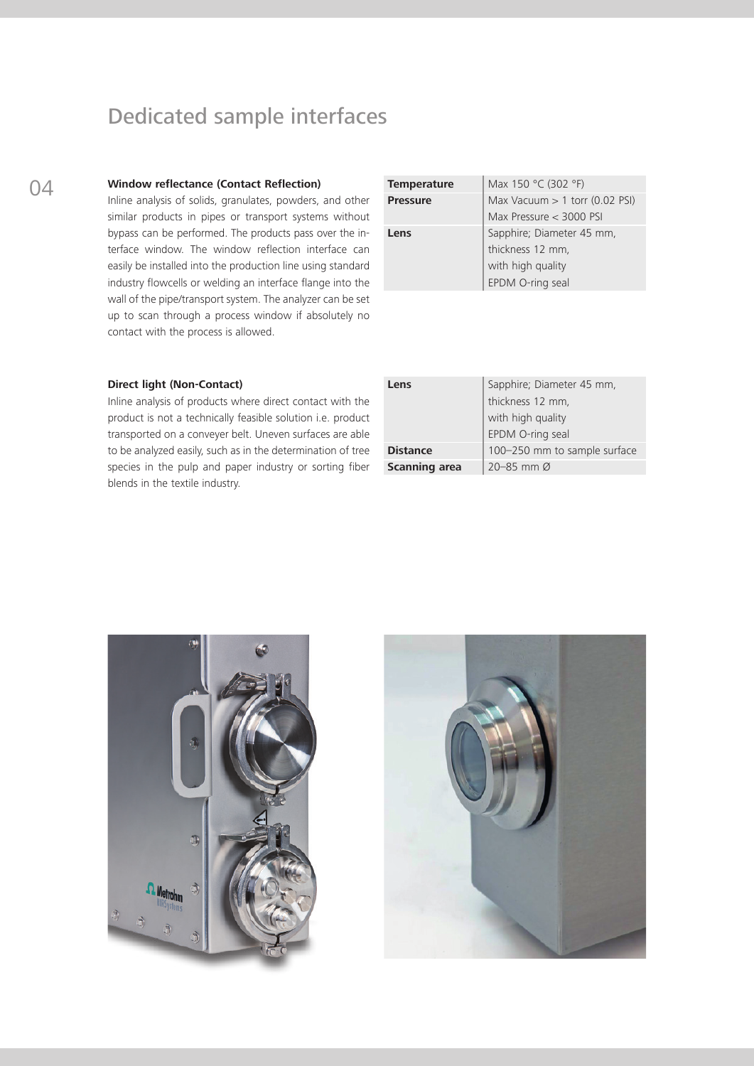# Dedicated sample interfaces

### Window reflectance (Contact Reflection)

Inline analysis of solids, granulates, powders, and other similar products in pipes or transport systems without bypass can be performed. The products pass over the interface window. The window reflection interface can easily be installed into the production line using standard industry flowcells or welding an interface flange into the wall of the pipe/transport system. The analyzer can be set up to scan through a process window if absolutely no contact with the process is allowed.

| | |
|---|---|
| **Temperature** | Max 150 °C (302 °F) |
| **Pressure** | Max Vacuum > 1 torr (0.02 PSI)<br>Max Pressure < 3000 PSI |
| **Lens** | Sapphire; Diameter 45 mm, thickness 12 mm, with high quality EPDM O-ring seal |

### Direct light (Non-Contact)

Inline analysis of products where direct contact with the product is not a technically feasible solution i.e. product transported on a conveyer belt. Uneven surfaces are able to be analyzed easily, such as in the determination of tree species in the pulp and paper industry or sorting fiber blends in the textile industry.

| | |
|---|---|
| **Lens** | Sapphire; Diameter 45 mm, thickness 12 mm, with high quality EPDM O-ring seal |
| **Distance** | 100–250 mm to sample surface |
| **Scanning area** | 20–85 mm Ø |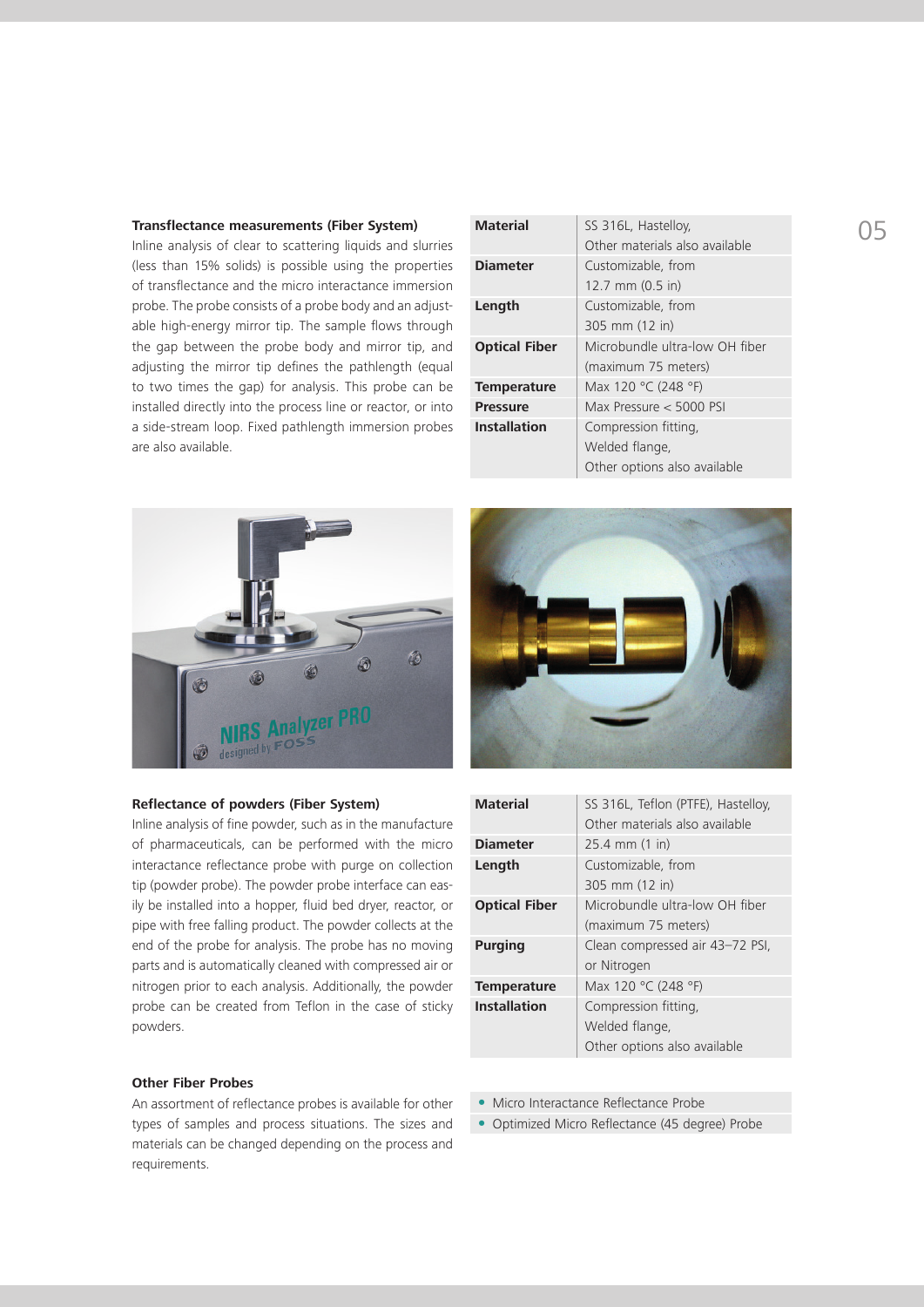### Transflectance measurements (Fiber System)

Inline analysis of clear to scattering liquids and slurries (less than 15% solids) is possible using the properties of transflectance and the micro interactance immersion probe. The probe consists of a probe body and an adjustable high-energy mirror tip. The sample flows through the gap between the probe body and mirror tip, and adjusting the mirror tip defines the pathlength (equal to two times the gap) for analysis. This probe can be installed directly into the process line or reactor, or into a side-stream loop. Fixed pathlength immersion probes are also available.

| | |
|---|---|
| **Material** | SS 316L, Hastelloy, Other materials also available |
| **Diameter** | Customizable, from 12.7 mm (0.5 in) |
| **Length** | Customizable, from 305 mm (12 in) |
| **Optical Fiber** | Microbundle ultra-low OH fiber (maximum 75 meters) |
| **Temperature** | Max 120 °C (248 °F) |
| **Pressure** | Max Pressure < 5000 PSI |
| **Installation** | Compression fitting, Welded flange, Other options also available |

### Reflectance of powders (Fiber System)

Inline analysis of fine powder, such as in the manufacture of pharmaceuticals, can be performed with the micro interactance reflectance probe with purge on collection tip (powder probe). The powder probe interface can easily be installed into a hopper, fluid bed dryer, reactor, or pipe with free falling product. The powder collects at the end of the probe for analysis. The probe has no moving parts and is automatically cleaned with compressed air or nitrogen prior to each analysis. Additionally, the powder probe can be created from Teflon in the case of sticky powders.

| | |
|---|---|
| **Material** | SS 316L, Teflon (PTFE), Hastelloy, Other materials also available |
| **Diameter** | 25.4 mm (1 in) |
| **Length** | Customizable, from 305 mm (12 in) |
| **Optical Fiber** | Microbundle ultra-low OH fiber (maximum 75 meters) |
| **Purging** | Clean compressed air 43–72 PSI, or Nitrogen |
| **Temperature** | Max 120 °C (248 °F) |
| **Installation** | Compression fitting, Welded flange, Other options also available |

### Other Fiber Probes

An assortment of reflectance probes is available for other types of samples and process situations. The sizes and materials can be changed depending on the process and requirements.

- Micro Interactance Reflectance Probe
- Optimized Micro Reflectance (45 degree) Probe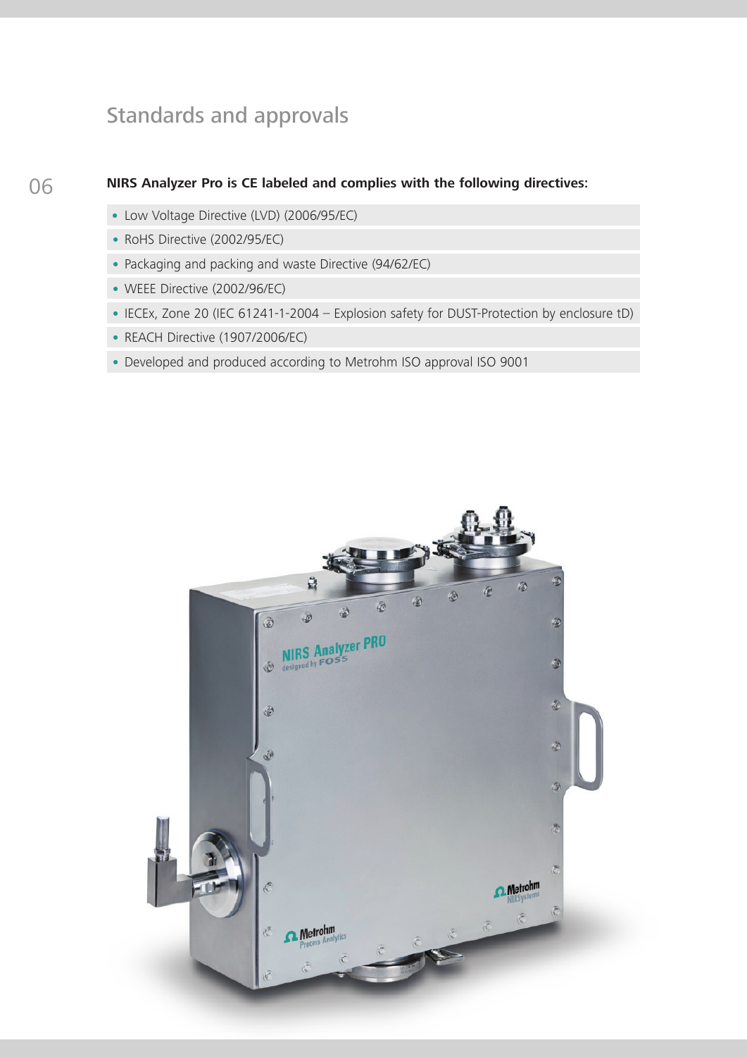## Standards and approvals

**NIRS Analyzer Pro is CE labeled and complies with the following directives:**

- Low Voltage Directive (LVD) (2006/95/EC)
- RoHS Directive (2002/95/EC)
- Packaging and packing and waste Directive (94/62/EC)
- WEEE Directive (2002/96/EC)
- IECEx, Zone 20 (IEC 61241-1-2004 – Explosion safety for DUST-Protection by enclosure tD)
- REACH Directive (1907/2006/EC)
- Developed and produced according to Metrohm ISO approval ISO 9001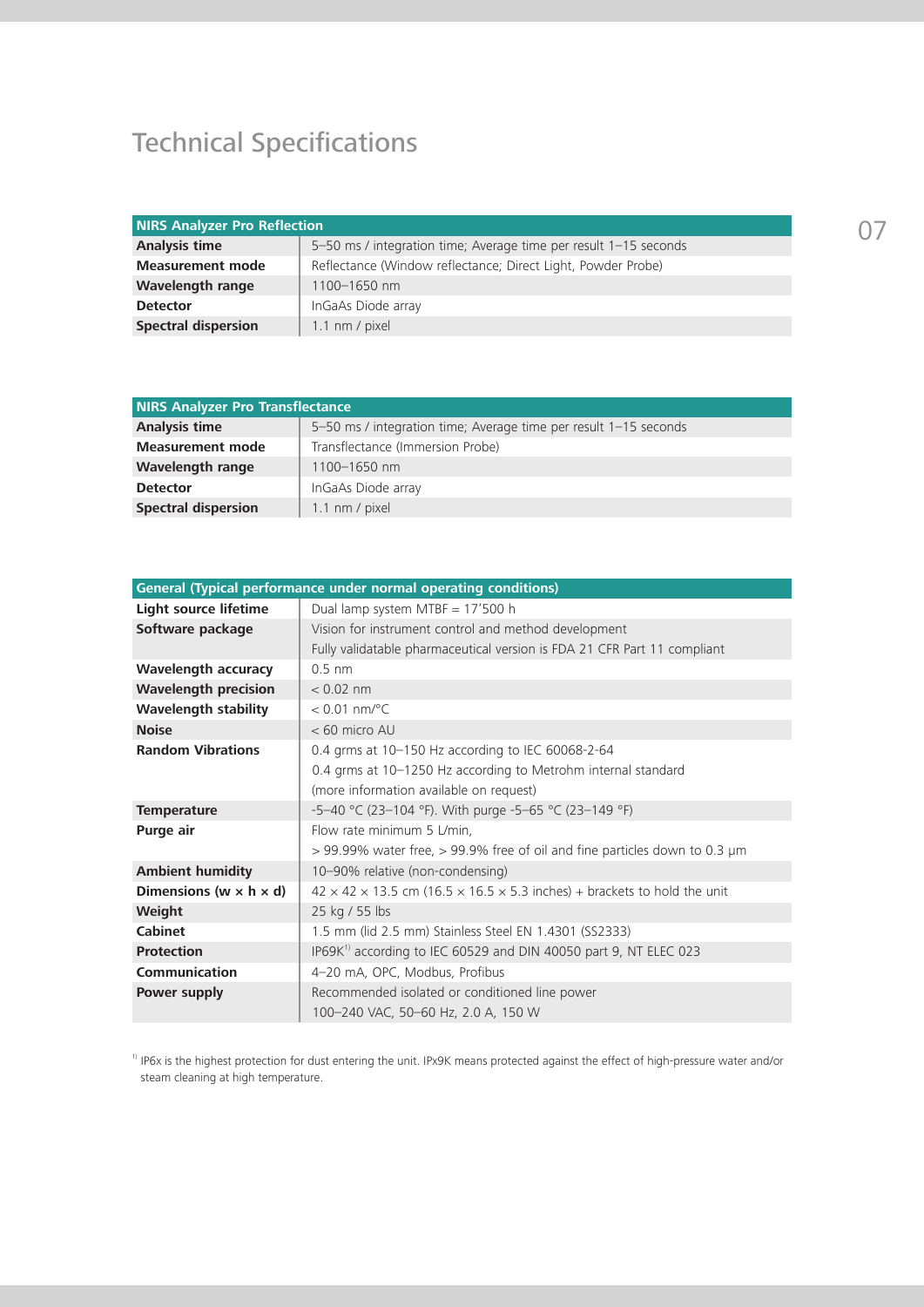# Technical Specifications

| NIRS Analyzer Pro Reflection | |
|---|---|
| **Analysis time** | 5–50 ms / integration time; Average time per result 1–15 seconds |
| **Measurement mode** | Reflectance (Window reflectance; Direct Light, Powder Probe) |
| **Wavelength range** | 1100–1650 nm |
| **Detector** | InGaAs Diode array |
| **Spectral dispersion** | 1.1 nm / pixel |

| NIRS Analyzer Pro Transflectance | |
|---|---|
| **Analysis time** | 5–50 ms / integration time; Average time per result 1–15 seconds |
| **Measurement mode** | Transflectance (Immersion Probe) |
| **Wavelength range** | 1100–1650 nm |
| **Detector** | InGaAs Diode array |
| **Spectral dispersion** | 1.1 nm / pixel |

| General (Typical performance under normal operating conditions) | |
|---|---|
| **Light source lifetime** | Dual lamp system MTBF = 17'500 h |
| **Software package** | Vision for instrument control and method development<br>Fully validatable pharmaceutical version is FDA 21 CFR Part 11 compliant |
| **Wavelength accuracy** | 0.5 nm |
| **Wavelength precision** | < 0.02 nm |
| **Wavelength stability** | < 0.01 nm/°C |
| **Noise** | < 60 micro AU |
| **Random Vibrations** | 0.4 grms at 10–150 Hz according to IEC 60068-2-64<br>0.4 grms at 10–1250 Hz according to Metrohm internal standard<br>(more information available on request) |
| **Temperature** | -5–40 °C (23–104 °F). With purge -5–65 °C (23–149 °F) |
| **Purge air** | Flow rate minimum 5 L/min,<br>> 99.99% water free, > 99.9% free of oil and fine particles down to 0.3 µm |
| **Ambient humidity** | 10–90% relative (non-condensing) |
| **Dimensions (w × h × d)** | 42 × 42 × 13.5 cm (16.5 × 16.5 × 5.3 inches) + brackets to hold the unit |
| **Weight** | 25 kg / 55 lbs |
| **Cabinet** | 1.5 mm (lid 2.5 mm) Stainless Steel EN 1.4301 (SS2333) |
| **Protection** | IP69K[1] according to IEC 60529 and DIN 40050 part 9, NT ELEC 023 |
| **Communication** | 4–20 mA, OPC, Modbus, Profibus |
| **Power supply** | Recommended isolated or conditioned line power<br>100–240 VAC, 50–60 Hz, 2.0 A, 150 W |

[1] IP6x is the highest protection for dust entering the unit. IPx9K means protected against the effect of high-pressure water and/or steam cleaning at high temperature.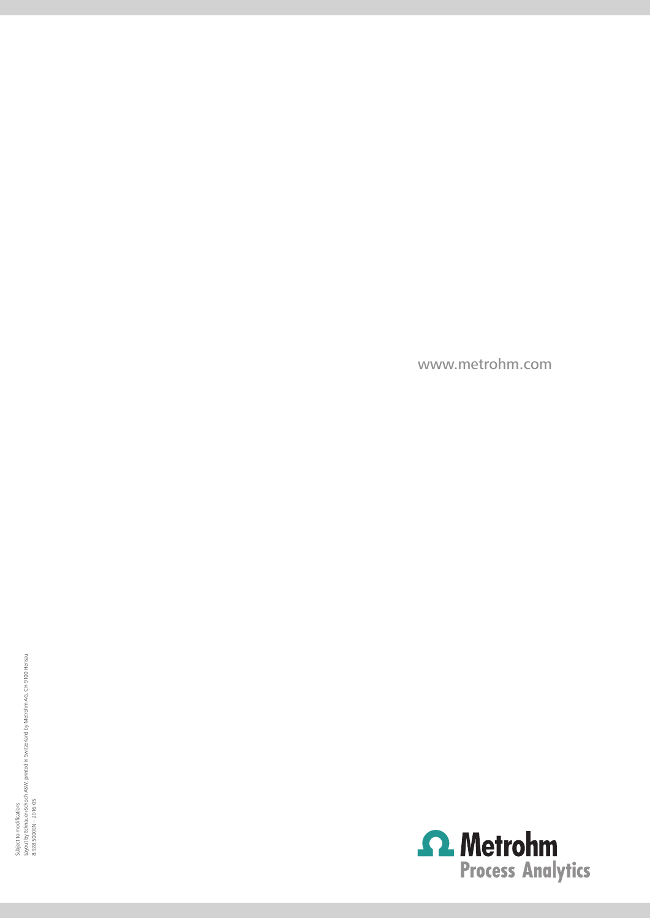www.metrohm.com

Subject to modifications
Layout by Ecknauer+Schoch ASW, printed in Switzerland by Metrohm AG, CH-9100 Herisau
8.928.5000EN – 2016-05

Metrohm
Process Analytics